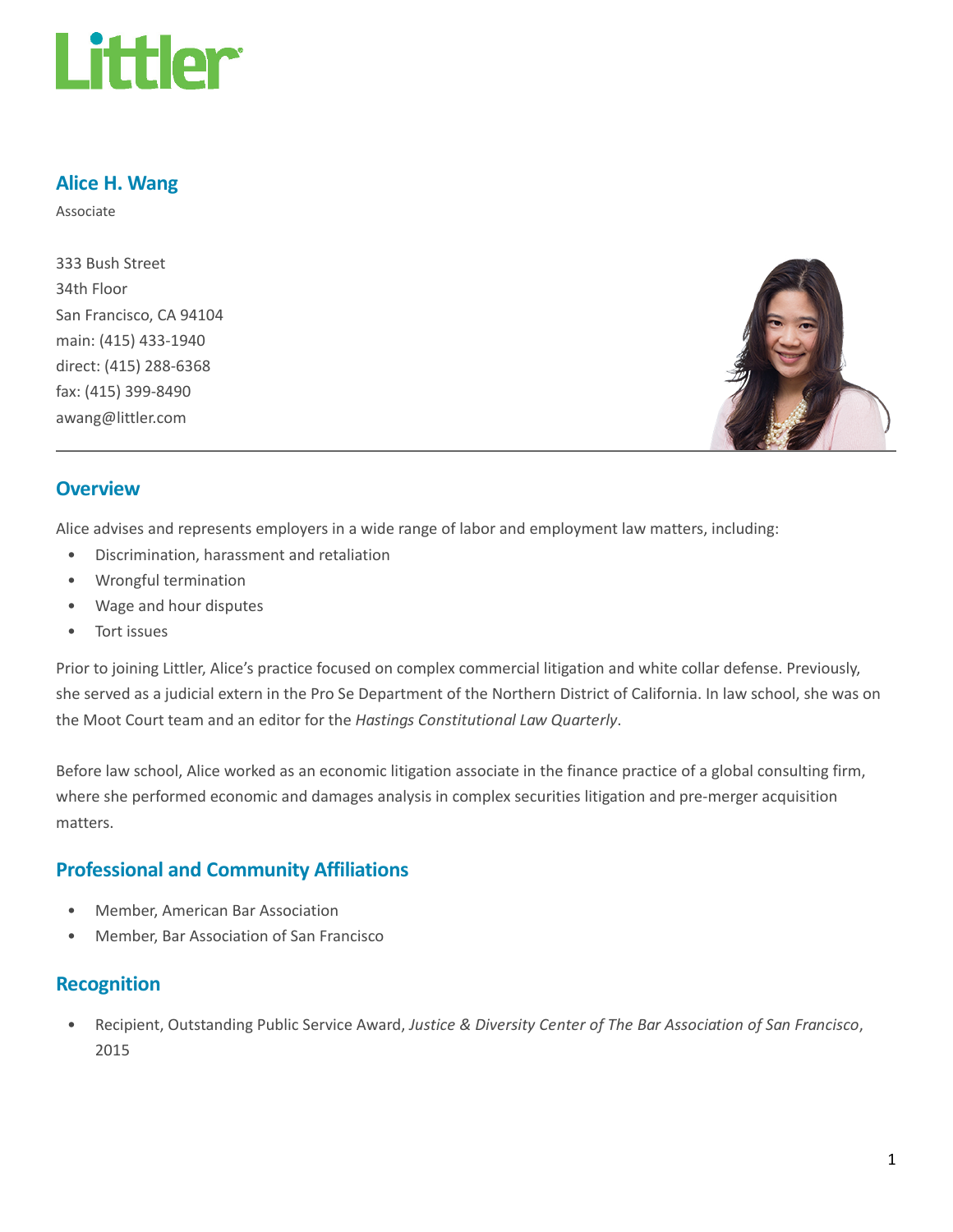# Alice H. Wang

Associate

333 Bush Street
34th Floor
San Francisco, CA 94104
main: (415) 433-1940
direct: (415) 288-6368
fax: (415) 399-8490
awang@littler.com

## Overview

Alice advises and represents employers in a wide range of labor and employment law matters, including:

- Discrimination, harassment and retaliation
- Wrongful termination
- Wage and hour disputes
- Tort issues

Prior to joining Littler, Alice's practice focused on complex commercial litigation and white collar defense. Previously, she served as a judicial extern in the Pro Se Department of the Northern District of California. In law school, she was on the Moot Court team and an editor for the *Hastings Constitutional Law Quarterly*.

Before law school, Alice worked as an economic litigation associate in the finance practice of a global consulting firm, where she performed economic and damages analysis in complex securities litigation and pre-merger acquisition matters.

## Professional and Community Affiliations

- Member, American Bar Association
- Member, Bar Association of San Francisco

## Recognition

- Recipient, Outstanding Public Service Award, *Justice & Diversity Center of The Bar Association of San Francisco*, 2015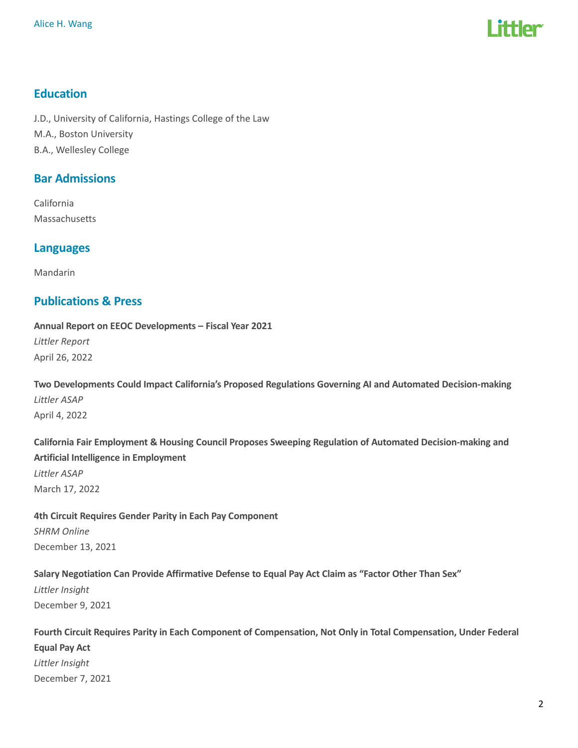## Education

J.D., University of California, Hastings College of the Law
M.A., Boston University
B.A., Wellesley College

## Bar Admissions

California
Massachusetts

## Languages

Mandarin

## Publications & Press

**Annual Report on EEOC Developments – Fiscal Year 2021**
*Littler Report*
April 26, 2022

**Two Developments Could Impact California's Proposed Regulations Governing AI and Automated Decision-making**
*Littler ASAP*
April 4, 2022

**California Fair Employment & Housing Council Proposes Sweeping Regulation of Automated Decision-making and Artificial Intelligence in Employment**
*Littler ASAP*
March 17, 2022

**4th Circuit Requires Gender Parity in Each Pay Component**
*SHRM Online*
December 13, 2021

**Salary Negotiation Can Provide Affirmative Defense to Equal Pay Act Claim as "Factor Other Than Sex"**
*Littler Insight*
December 9, 2021

**Fourth Circuit Requires Parity in Each Component of Compensation, Not Only in Total Compensation, Under Federal Equal Pay Act**
*Littler Insight*
December 7, 2021